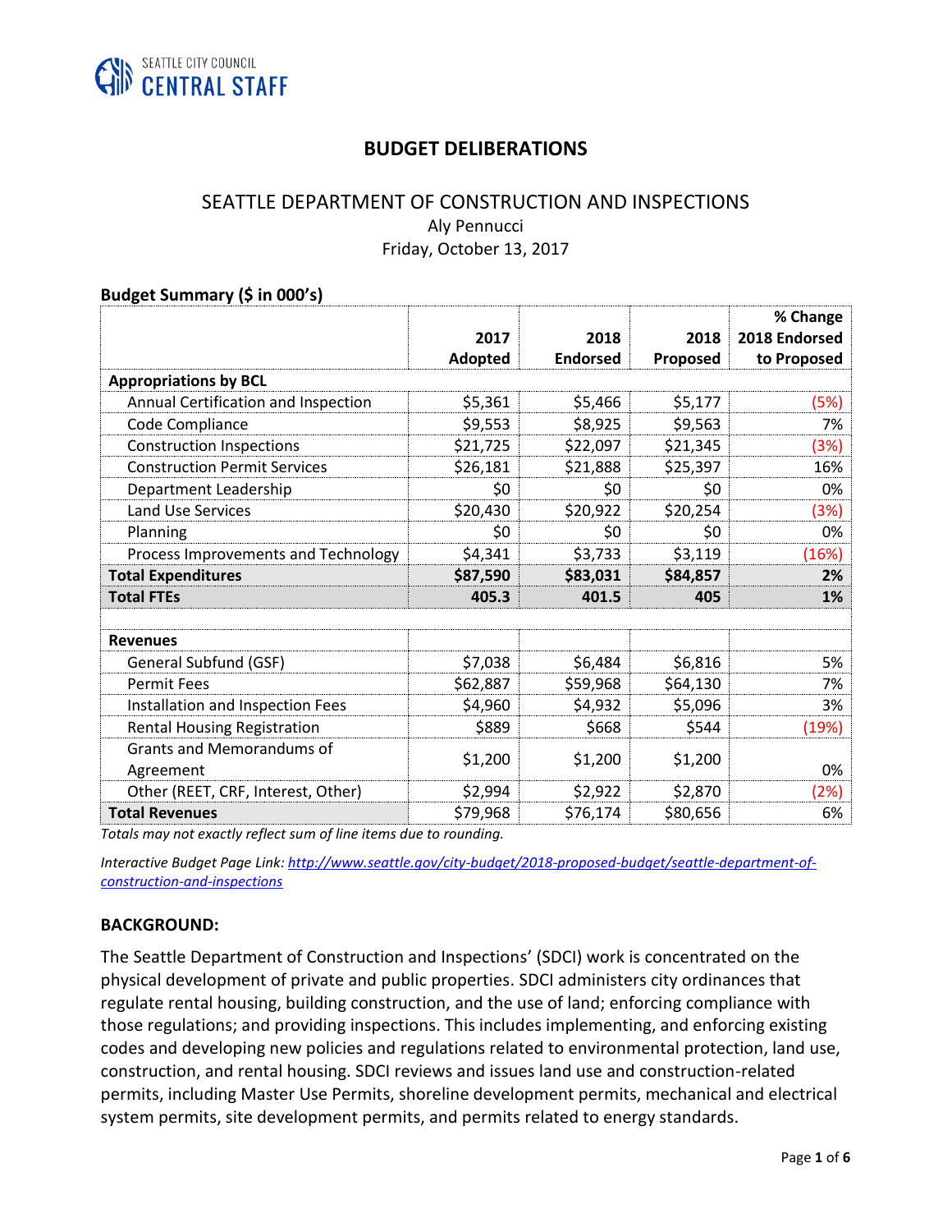SEATTLE CITY COUNCIL
CENTRAL STAFF

# BUDGET DELIBERATIONS

## SEATTLE DEPARTMENT OF CONSTRUCTION AND INSPECTIONS

Aly Pennucci

Friday, October 13, 2017

**Budget Summary ($ in 000's)**

| | 2017 Adopted | 2018 Endorsed | 2018 Proposed | % Change 2018 Endorsed to Proposed |
|---|---|---|---|---|
| **Appropriations by BCL** | | | | |
| Annual Certification and Inspection | $5,361 | $5,466 | $5,177 | (5%) |
| Code Compliance | $9,553 | $8,925 | $9,563 | 7% |
| Construction Inspections | $21,725 | $22,097 | $21,345 | (3%) |
| Construction Permit Services | $26,181 | $21,888 | $25,397 | 16% |
| Department Leadership | $0 | $0 | $0 | 0% |
| Land Use Services | $20,430 | $20,922 | $20,254 | (3%) |
| Planning | $0 | $0 | $0 | 0% |
| Process Improvements and Technology | $4,341 | $3,733 | $3,119 | (16%) |
| **Total Expenditures** | **$87,590** | **$83,031** | **$84,857** | **2%** |
| **Total FTEs** | **405.3** | **401.5** | **405** | **1%** |
| | | | | |
| **Revenues** | | | | |
| General Subfund (GSF) | $7,038 | $6,484 | $6,816 | 5% |
| Permit Fees | $62,887 | $59,968 | $64,130 | 7% |
| Installation and Inspection Fees | $4,960 | $4,932 | $5,096 | 3% |
| Rental Housing Registration | $889 | $668 | $544 | (19%) |
| Grants and Memorandums of Agreement | $1,200 | $1,200 | $1,200 | 0% |
| Other (REET, CRF, Interest, Other) | $2,994 | $2,922 | $2,870 | (2%) |
| **Total Revenues** | $79,968 | $76,174 | $80,656 | 6% |

*Totals may not exactly reflect sum of line items due to rounding.*

*Interactive Budget Page Link: [http://www.seattle.gov/city-budget/2018-proposed-budget/seattle-department-of-construction-and-inspections](http://www.seattle.gov/city-budget/2018-proposed-budget/seattle-department-of-construction-and-inspections)*

**BACKGROUND:**

The Seattle Department of Construction and Inspections' (SDCI) work is concentrated on the physical development of private and public properties. SDCI administers city ordinances that regulate rental housing, building construction, and the use of land; enforcing compliance with those regulations; and providing inspections. This includes implementing, and enforcing existing codes and developing new policies and regulations related to environmental protection, land use, construction, and rental housing. SDCI reviews and issues land use and construction-related permits, including Master Use Permits, shoreline development permits, mechanical and electrical system permits, site development permits, and permits related to energy standards.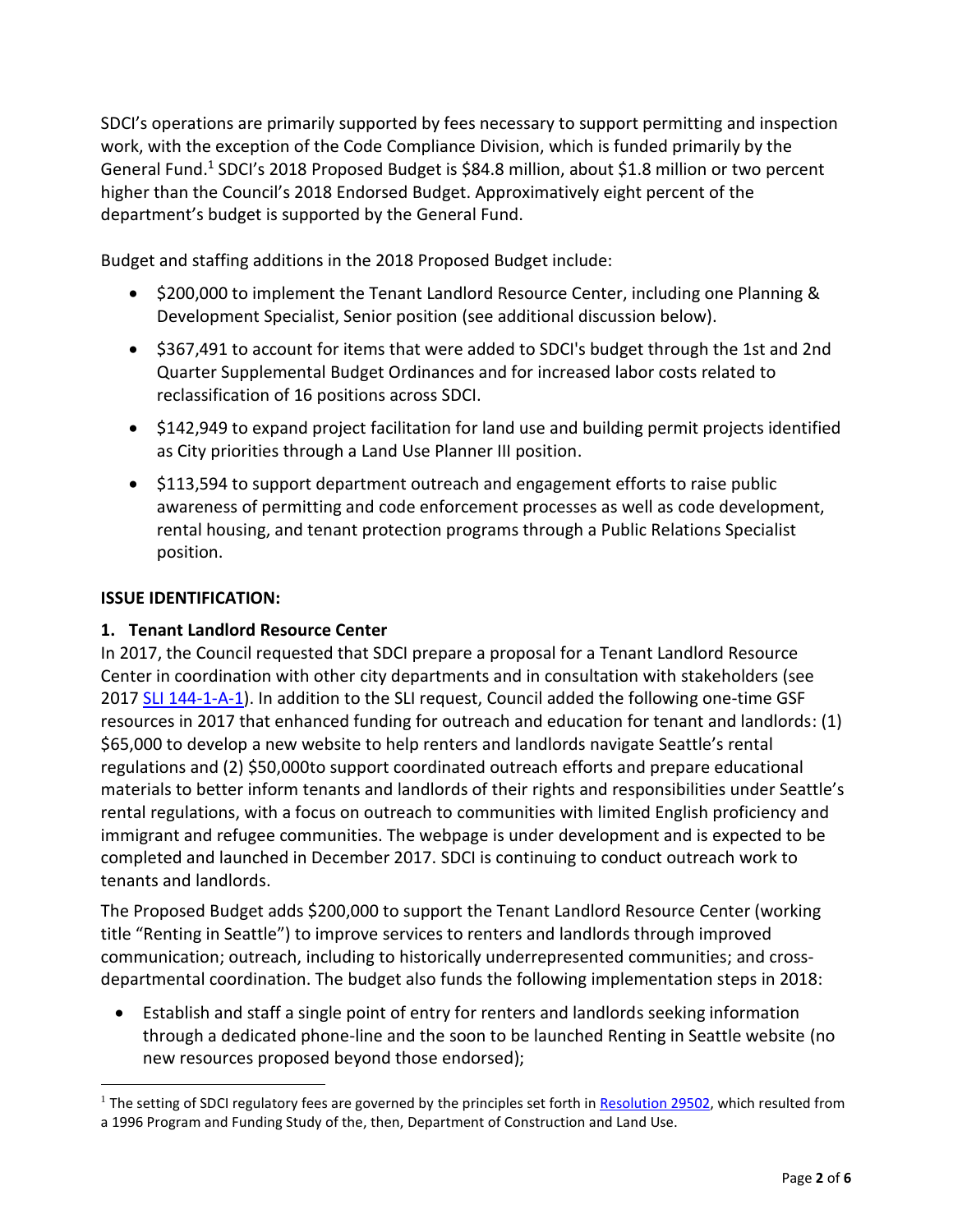SDCI's operations are primarily supported by fees necessary to support permitting and inspection work, with the exception of the Code Compliance Division, which is funded primarily by the General Fund.[1] SDCI's 2018 Proposed Budget is $84.8 million, about $1.8 million or two percent higher than the Council's 2018 Endorsed Budget. Approximatively eight percent of the department's budget is supported by the General Fund.

Budget and staffing additions in the 2018 Proposed Budget include:

- $200,000 to implement the Tenant Landlord Resource Center, including one Planning & Development Specialist, Senior position (see additional discussion below).
- $367,491 to account for items that were added to SDCI's budget through the 1st and 2nd Quarter Supplemental Budget Ordinances and for increased labor costs related to reclassification of 16 positions across SDCI.
- $142,949 to expand project facilitation for land use and building permit projects identified as City priorities through a Land Use Planner III position.
- $113,594 to support department outreach and engagement efforts to raise public awareness of permitting and code enforcement processes as well as code development, rental housing, and tenant protection programs through a Public Relations Specialist position.

**ISSUE IDENTIFICATION:**

**1. Tenant Landlord Resource Center**

In 2017, the Council requested that SDCI prepare a proposal for a Tenant Landlord Resource Center in coordination with other city departments and in consultation with stakeholders (see 2017 SLI 144-1-A-1). In addition to the SLI request, Council added the following one-time GSF resources in 2017 that enhanced funding for outreach and education for tenant and landlords: (1) $65,000 to develop a new website to help renters and landlords navigate Seattle's rental regulations and (2) $50,000to support coordinated outreach efforts and prepare educational materials to better inform tenants and landlords of their rights and responsibilities under Seattle's rental regulations, with a focus on outreach to communities with limited English proficiency and immigrant and refugee communities. The webpage is under development and is expected to be completed and launched in December 2017. SDCI is continuing to conduct outreach work to tenants and landlords.

The Proposed Budget adds $200,000 to support the Tenant Landlord Resource Center (working title "Renting in Seattle") to improve services to renters and landlords through improved communication; outreach, including to historically underrepresented communities; and cross-departmental coordination. The budget also funds the following implementation steps in 2018:

- Establish and staff a single point of entry for renters and landlords seeking information through a dedicated phone-line and the soon to be launched Renting in Seattle website (no new resources proposed beyond those endorsed);

[1] The setting of SDCI regulatory fees are governed by the principles set forth in Resolution 29502, which resulted from a 1996 Program and Funding Study of the, then, Department of Construction and Land Use.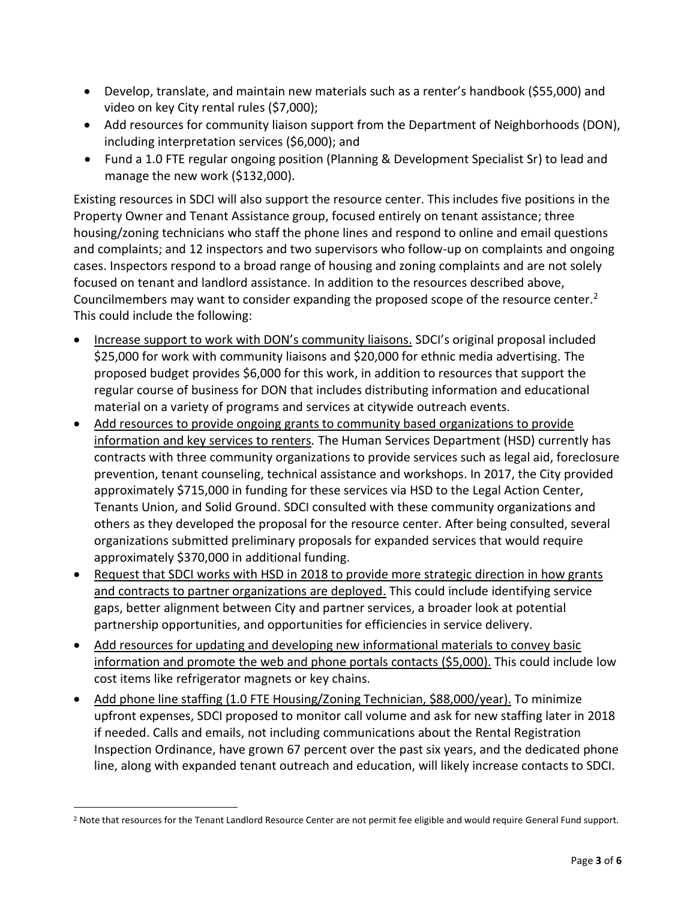- Develop, translate, and maintain new materials such as a renter's handbook ($55,000) and video on key City rental rules ($7,000);
- Add resources for community liaison support from the Department of Neighborhoods (DON), including interpretation services ($6,000); and
- Fund a 1.0 FTE regular ongoing position (Planning & Development Specialist Sr) to lead and manage the new work ($132,000).

Existing resources in SDCI will also support the resource center. This includes five positions in the Property Owner and Tenant Assistance group, focused entirely on tenant assistance; three housing/zoning technicians who staff the phone lines and respond to online and email questions and complaints; and 12 inspectors and two supervisors who follow-up on complaints and ongoing cases. Inspectors respond to a broad range of housing and zoning complaints and are not solely focused on tenant and landlord assistance. In addition to the resources described above, Councilmembers may want to consider expanding the proposed scope of the resource center.[2] This could include the following:

- Increase support to work with DON's community liaisons. SDCI's original proposal included $25,000 for work with community liaisons and $20,000 for ethnic media advertising. The proposed budget provides $6,000 for this work, in addition to resources that support the regular course of business for DON that includes distributing information and educational material on a variety of programs and services at citywide outreach events.
- Add resources to provide ongoing grants to community based organizations to provide information and key services to renters. The Human Services Department (HSD) currently has contracts with three community organizations to provide services such as legal aid, foreclosure prevention, tenant counseling, technical assistance and workshops. In 2017, the City provided approximately $715,000 in funding for these services via HSD to the Legal Action Center, Tenants Union, and Solid Ground. SDCI consulted with these community organizations and others as they developed the proposal for the resource center. After being consulted, several organizations submitted preliminary proposals for expanded services that would require approximately $370,000 in additional funding.
- Request that SDCI works with HSD in 2018 to provide more strategic direction in how grants and contracts to partner organizations are deployed. This could include identifying service gaps, better alignment between City and partner services, a broader look at potential partnership opportunities, and opportunities for efficiencies in service delivery.
- Add resources for updating and developing new informational materials to convey basic information and promote the web and phone portals contacts ($5,000). This could include low cost items like refrigerator magnets or key chains.
- Add phone line staffing (1.0 FTE Housing/Zoning Technician, $88,000/year). To minimize upfront expenses, SDCI proposed to monitor call volume and ask for new staffing later in 2018 if needed. Calls and emails, not including communications about the Rental Registration Inspection Ordinance, have grown 67 percent over the past six years, and the dedicated phone line, along with expanded tenant outreach and education, will likely increase contacts to SDCI.

[2] Note that resources for the Tenant Landlord Resource Center are not permit fee eligible and would require General Fund support.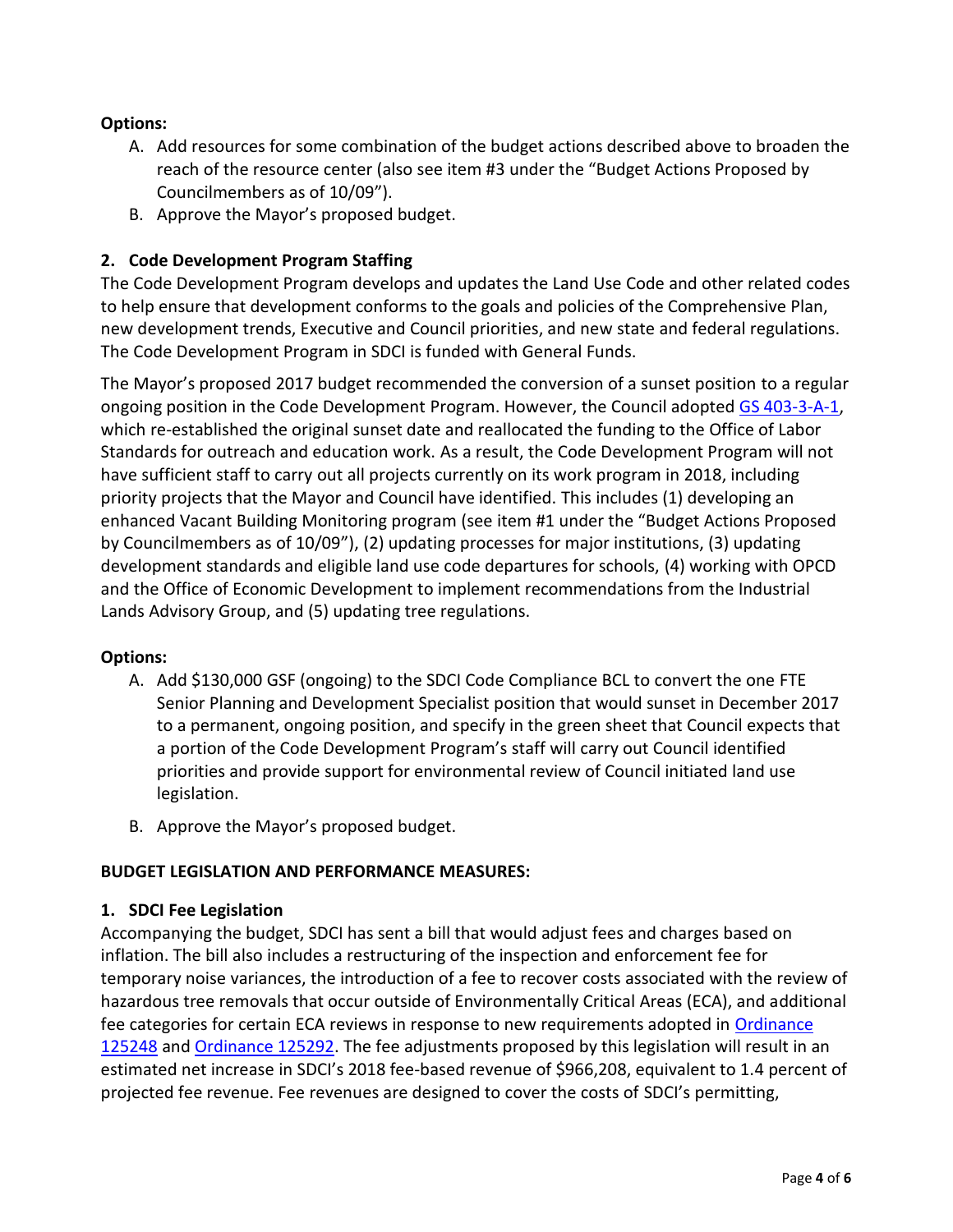**Options:**

A. Add resources for some combination of the budget actions described above to broaden the reach of the resource center (also see item #3 under the "Budget Actions Proposed by Councilmembers as of 10/09").
B. Approve the Mayor's proposed budget.

**2. Code Development Program Staffing**

The Code Development Program develops and updates the Land Use Code and other related codes to help ensure that development conforms to the goals and policies of the Comprehensive Plan, new development trends, Executive and Council priorities, and new state and federal regulations. The Code Development Program in SDCI is funded with General Funds.

The Mayor's proposed 2017 budget recommended the conversion of a sunset position to a regular ongoing position in the Code Development Program. However, the Council adopted GS 403-3-A-1, which re-established the original sunset date and reallocated the funding to the Office of Labor Standards for outreach and education work. As a result, the Code Development Program will not have sufficient staff to carry out all projects currently on its work program in 2018, including priority projects that the Mayor and Council have identified. This includes (1) developing an enhanced Vacant Building Monitoring program (see item #1 under the "Budget Actions Proposed by Councilmembers as of 10/09"), (2) updating processes for major institutions, (3) updating development standards and eligible land use code departures for schools, (4) working with OPCD and the Office of Economic Development to implement recommendations from the Industrial Lands Advisory Group, and (5) updating tree regulations.

**Options:**

A. Add $130,000 GSF (ongoing) to the SDCI Code Compliance BCL to convert the one FTE Senior Planning and Development Specialist position that would sunset in December 2017 to a permanent, ongoing position, and specify in the green sheet that Council expects that a portion of the Code Development Program's staff will carry out Council identified priorities and provide support for environmental review of Council initiated land use legislation.
B. Approve the Mayor's proposed budget.

**BUDGET LEGISLATION AND PERFORMANCE MEASURES:**

**1. SDCI Fee Legislation**

Accompanying the budget, SDCI has sent a bill that would adjust fees and charges based on inflation. The bill also includes a restructuring of the inspection and enforcement fee for temporary noise variances, the introduction of a fee to recover costs associated with the review of hazardous tree removals that occur outside of Environmentally Critical Areas (ECA), and additional fee categories for certain ECA reviews in response to new requirements adopted in Ordinance 125248 and Ordinance 125292. The fee adjustments proposed by this legislation will result in an estimated net increase in SDCI's 2018 fee-based revenue of $966,208, equivalent to 1.4 percent of projected fee revenue. Fee revenues are designed to cover the costs of SDCI's permitting,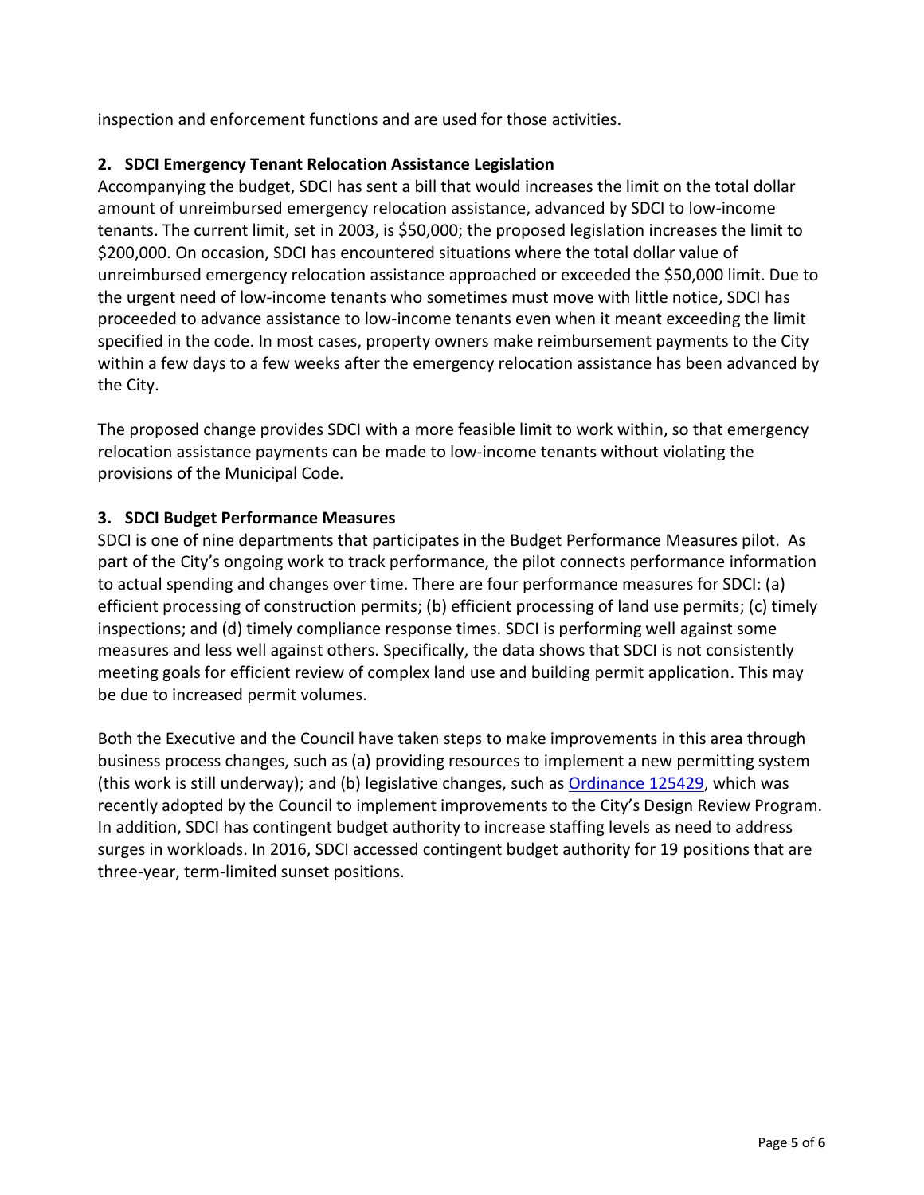inspection and enforcement functions and are used for those activities.

## 2. SDCI Emergency Tenant Relocation Assistance Legislation

Accompanying the budget, SDCI has sent a bill that would increases the limit on the total dollar amount of unreimbursed emergency relocation assistance, advanced by SDCI to low-income tenants. The current limit, set in 2003, is $50,000; the proposed legislation increases the limit to $200,000. On occasion, SDCI has encountered situations where the total dollar value of unreimbursed emergency relocation assistance approached or exceeded the $50,000 limit. Due to the urgent need of low-income tenants who sometimes must move with little notice, SDCI has proceeded to advance assistance to low-income tenants even when it meant exceeding the limit specified in the code. In most cases, property owners make reimbursement payments to the City within a few days to a few weeks after the emergency relocation assistance has been advanced by the City.

The proposed change provides SDCI with a more feasible limit to work within, so that emergency relocation assistance payments can be made to low-income tenants without violating the provisions of the Municipal Code.

## 3. SDCI Budget Performance Measures

SDCI is one of nine departments that participates in the Budget Performance Measures pilot. As part of the City's ongoing work to track performance, the pilot connects performance information to actual spending and changes over time. There are four performance measures for SDCI: (a) efficient processing of construction permits; (b) efficient processing of land use permits; (c) timely inspections; and (d) timely compliance response times. SDCI is performing well against some measures and less well against others. Specifically, the data shows that SDCI is not consistently meeting goals for efficient review of complex land use and building permit application. This may be due to increased permit volumes.

Both the Executive and the Council have taken steps to make improvements in this area through business process changes, such as (a) providing resources to implement a new permitting system (this work is still underway); and (b) legislative changes, such as Ordinance 125429, which was recently adopted by the Council to implement improvements to the City's Design Review Program. In addition, SDCI has contingent budget authority to increase staffing levels as need to address surges in workloads. In 2016, SDCI accessed contingent budget authority for 19 positions that are three-year, term-limited sunset positions.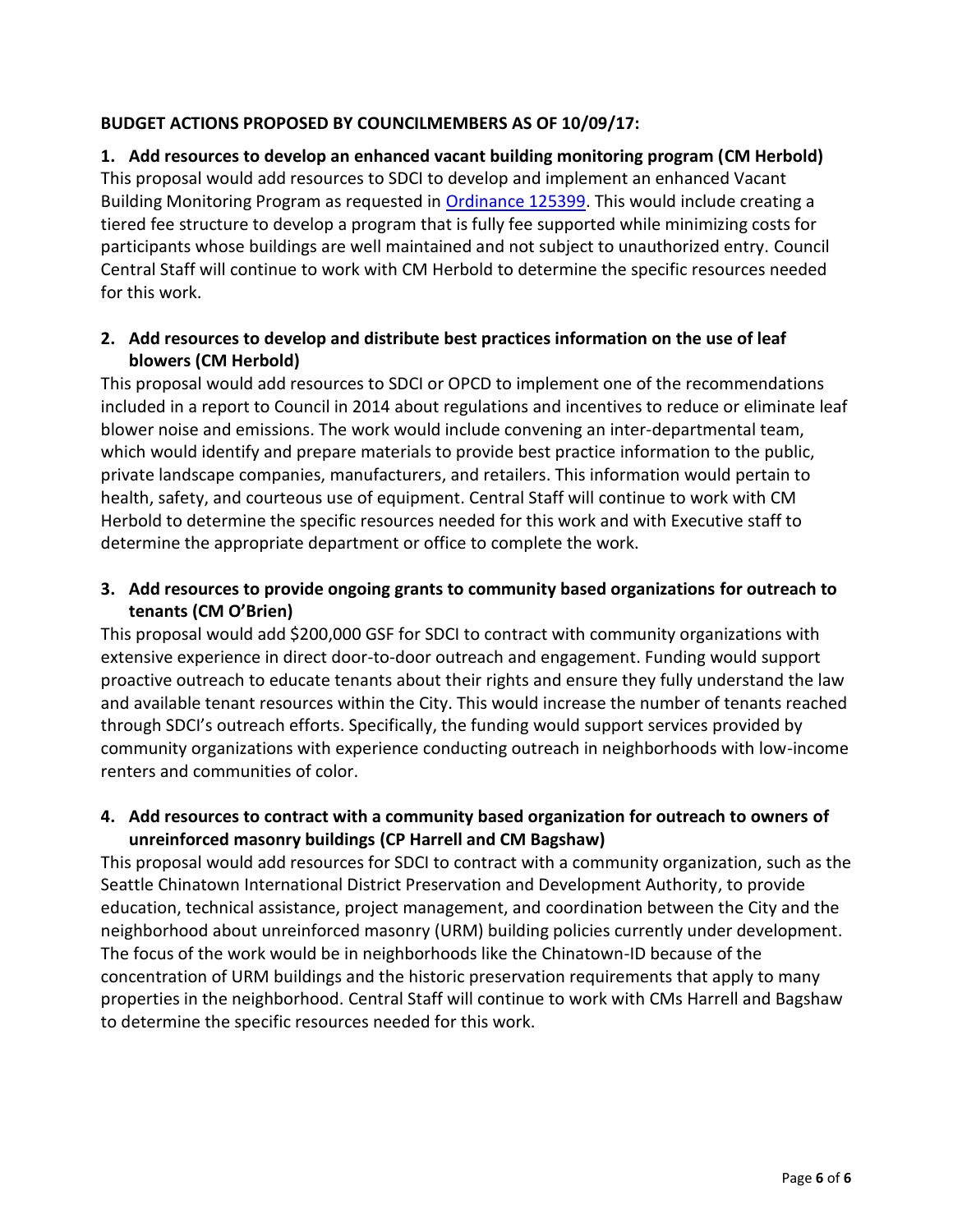**BUDGET ACTIONS PROPOSED BY COUNCILMEMBERS AS OF 10/09/17:**

1. **Add resources to develop an enhanced vacant building monitoring program (CM Herbold)**
This proposal would add resources to SDCI to develop and implement an enhanced Vacant Building Monitoring Program as requested in Ordinance 125399. This would include creating a tiered fee structure to develop a program that is fully fee supported while minimizing costs for participants whose buildings are well maintained and not subject to unauthorized entry. Council Central Staff will continue to work with CM Herbold to determine the specific resources needed for this work.

2. **Add resources to develop and distribute best practices information on the use of leaf blowers (CM Herbold)**
This proposal would add resources to SDCI or OPCD to implement one of the recommendations included in a report to Council in 2014 about regulations and incentives to reduce or eliminate leaf blower noise and emissions. The work would include convening an inter-departmental team, which would identify and prepare materials to provide best practice information to the public, private landscape companies, manufacturers, and retailers. This information would pertain to health, safety, and courteous use of equipment. Central Staff will continue to work with CM Herbold to determine the specific resources needed for this work and with Executive staff to determine the appropriate department or office to complete the work.

3. **Add resources to provide ongoing grants to community based organizations for outreach to tenants (CM O'Brien)**
This proposal would add $200,000 GSF for SDCI to contract with community organizations with extensive experience in direct door-to-door outreach and engagement. Funding would support proactive outreach to educate tenants about their rights and ensure they fully understand the law and available tenant resources within the City. This would increase the number of tenants reached through SDCI's outreach efforts. Specifically, the funding would support services provided by community organizations with experience conducting outreach in neighborhoods with low-income renters and communities of color.

4. **Add resources to contract with a community based organization for outreach to owners of unreinforced masonry buildings (CP Harrell and CM Bagshaw)**
This proposal would add resources for SDCI to contract with a community organization, such as the Seattle Chinatown International District Preservation and Development Authority, to provide education, technical assistance, project management, and coordination between the City and the neighborhood about unreinforced masonry (URM) building policies currently under development. The focus of the work would be in neighborhoods like the Chinatown-ID because of the concentration of URM buildings and the historic preservation requirements that apply to many properties in the neighborhood. Central Staff will continue to work with CMs Harrell and Bagshaw to determine the specific resources needed for this work.